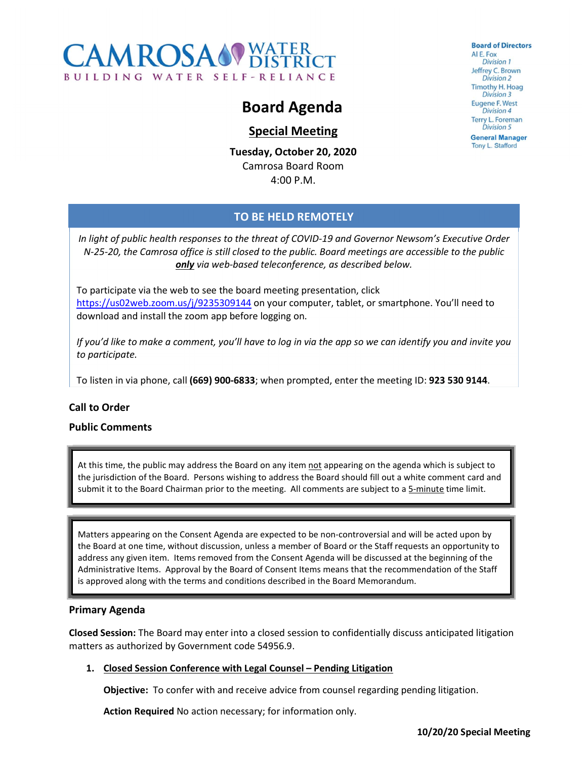**CAMROSA WATER DISTRICT**
BUILDING WATER SELF-RELIANCE

**Board of Directors**
Al E. Fox
*Division 1*
Jeffrey C. Brown
*Division 2*
Timothy H. Hoag
*Division 3*
Eugene F. West
*Division 4*
Terry L. Foreman
*Division 5*

**General Manager**
Tony L. Stafford

# Board Agenda

## Special Meeting

**Tuesday, October 20, 2020**
Camrosa Board Room
4:00 P.M.

### TO BE HELD REMOTELY

*In light of public health responses to the threat of COVID-19 and Governor Newsom's Executive Order N-25-20, the Camrosa office is still closed to the public. Board meetings are accessible to the public **only** via web-based teleconference, as described below.*

To participate via the web to see the board meeting presentation, click https://us02web.zoom.us/j/9235309144 on your computer, tablet, or smartphone. You'll need to download and install the zoom app before logging on.

*If you'd like to make a comment, you'll have to log in via the app so we can identify you and invite you to participate.*

To listen in via phone, call **(669) 900-6833**; when prompted, enter the meeting ID: **923 530 9144**.

**Call to Order**

**Public Comments**

> At this time, the public may address the Board on any item not appearing on the agenda which is subject to the jurisdiction of the Board. Persons wishing to address the Board should fill out a white comment card and submit it to the Board Chairman prior to the meeting. All comments are subject to a 5-minute time limit.

> Matters appearing on the Consent Agenda are expected to be non-controversial and will be acted upon by the Board at one time, without discussion, unless a member of Board or the Staff requests an opportunity to address any given item. Items removed from the Consent Agenda will be discussed at the beginning of the Administrative Items. Approval by the Board of Consent Items means that the recommendation of the Staff is approved along with the terms and conditions described in the Board Memorandum.

**Primary Agenda**

**Closed Session:** The Board may enter into a closed session to confidentially discuss anticipated litigation matters as authorized by Government code 54956.9.

1. **Closed Session Conference with Legal Counsel – Pending Litigation**

   **Objective:** To confer with and receive advice from counsel regarding pending litigation.

   **Action Required** No action necessary; for information only.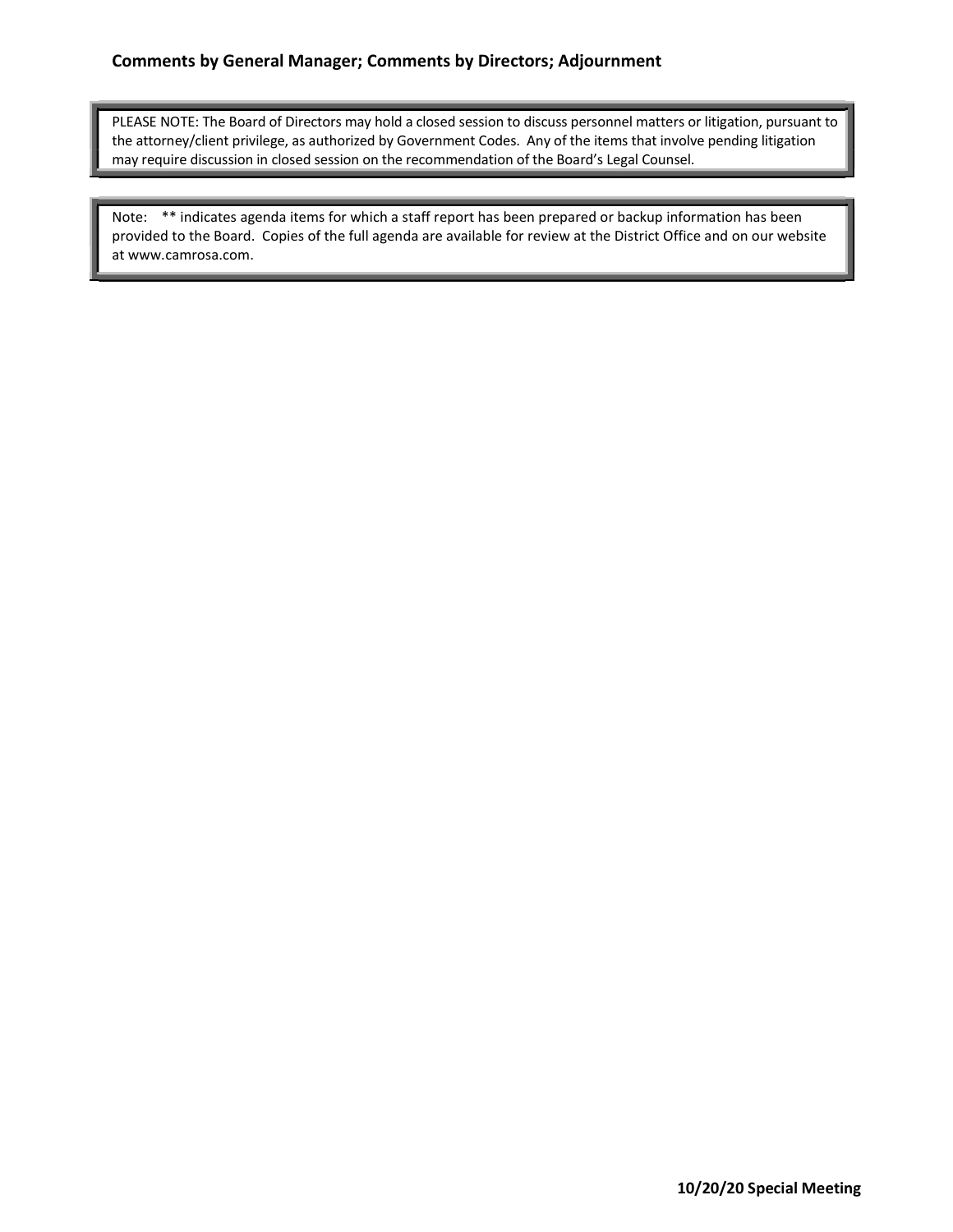**Comments by General Manager; Comments by Directors; Adjournment**

PLEASE NOTE: The Board of Directors may hold a closed session to discuss personnel matters or litigation, pursuant to the attorney/client privilege, as authorized by Government Codes. Any of the items that involve pending litigation may require discussion in closed session on the recommendation of the Board's Legal Counsel.

Note: ** indicates agenda items for which a staff report has been prepared or backup information has been provided to the Board. Copies of the full agenda are available for review at the District Office and on our website at www.camrosa.com.